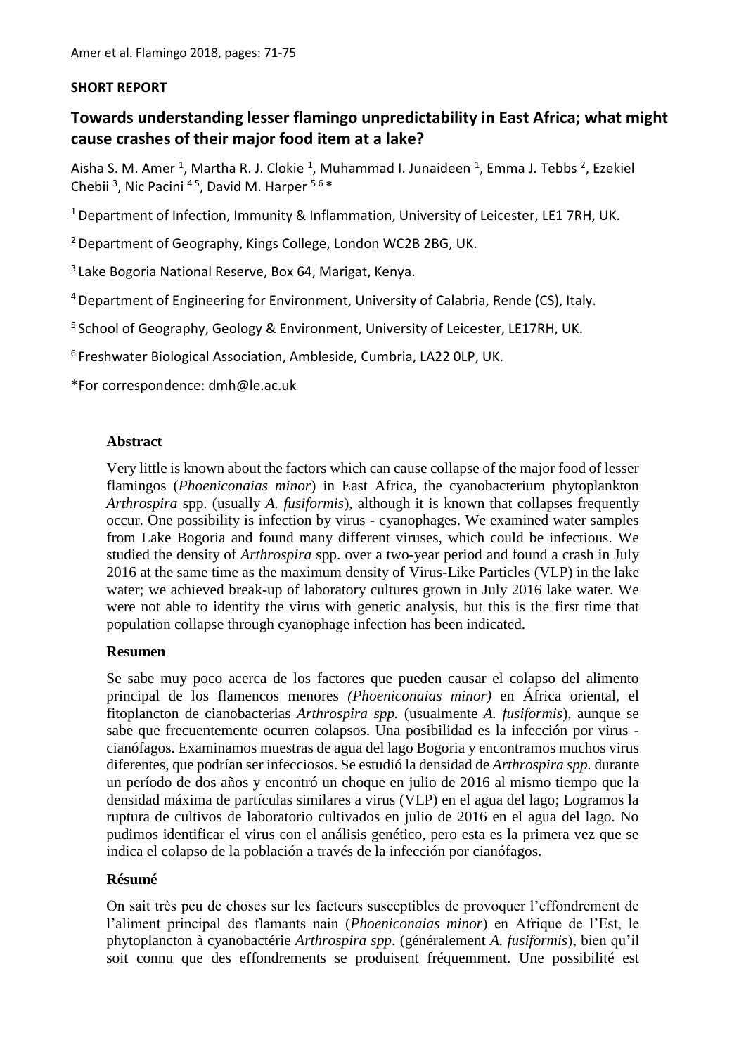**SHORT REPORT**

# Towards understanding lesser flamingo unpredictability in East Africa; what might cause crashes of their major food item at a lake?

Aisha S. M. Amer [1], Martha R. J. Clokie [1], Muhammad I. Junaideen [1], Emma J. Tebbs [2], Ezekiel Chebii [3], Nic Pacini [4,5], David M. Harper [5,6]*

[1] Department of Infection, Immunity & Inflammation, University of Leicester, LE1 7RH, UK.

[2] Department of Geography, Kings College, London WC2B 2BG, UK.

[3] Lake Bogoria National Reserve, Box 64, Marigat, Kenya.

[4] Department of Engineering for Environment, University of Calabria, Rende (CS), Italy.

[5] School of Geography, Geology & Environment, University of Leicester, LE17RH, UK.

[6] Freshwater Biological Association, Ambleside, Cumbria, LA22 0LP, UK.

*For correspondence: dmh@le.ac.uk

## Abstract

Very little is known about the factors which can cause collapse of the major food of lesser flamingos (*Phoeniconaias minor*) in East Africa, the cyanobacterium phytoplankton *Arthrospira* spp. (usually *A. fusiformis*), although it is known that collapses frequently occur. One possibility is infection by virus - cyanophages. We examined water samples from Lake Bogoria and found many different viruses, which could be infectious. We studied the density of *Arthrospira* spp. over a two-year period and found a crash in July 2016 at the same time as the maximum density of Virus-Like Particles (VLP) in the lake water; we achieved break-up of laboratory cultures grown in July 2016 lake water. We were not able to identify the virus with genetic analysis, but this is the first time that population collapse through cyanophage infection has been indicated.

## Resumen

Se sabe muy poco acerca de los factores que pueden causar el colapso del alimento principal de los flamencos menores *(Phoeniconaias minor)* en África oriental, el fitoplancton de cianobacterias *Arthrospira spp.* (usualmente *A. fusiformis*), aunque se sabe que frecuentemente ocurren colapsos. Una posibilidad es la infección por virus - cianófagos. Examinamos muestras de agua del lago Bogoria y encontramos muchos virus diferentes, que podrían ser infecciosos. Se estudió la densidad de *Arthrospira spp.* durante un período de dos años y encontró un choque en julio de 2016 al mismo tiempo que la densidad máxima de partículas similares a virus (VLP) en el agua del lago; Logramos la ruptura de cultivos de laboratorio cultivados en julio de 2016 en el agua del lago. No pudimos identificar el virus con el análisis genético, pero esta es la primera vez que se indica el colapso de la población a través de la infección por cianófagos.

## Résumé

On sait très peu de choses sur les facteurs susceptibles de provoquer l'effondrement de l'aliment principal des flamants nain (*Phoeniconaias minor*) en Afrique de l'Est, le phytoplancton à cyanobactérie *Arthrospira spp*. (généralement *A. fusiformis*), bien qu'il soit connu que des effondrements se produisent fréquemment. Une possibilité est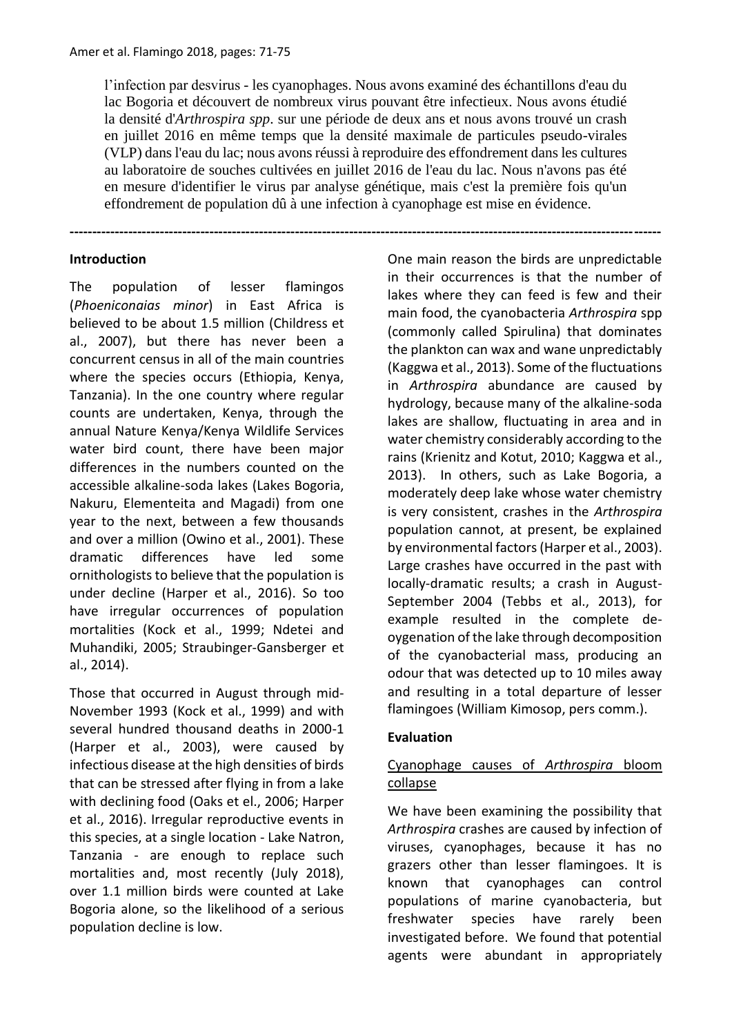l'infection par desvirus - les cyanophages. Nous avons examiné des échantillons d'eau du lac Bogoria et découvert de nombreux virus pouvant être infectieux. Nous avons étudié la densité d'*Arthrospira spp*. sur une période de deux ans et nous avons trouvé un crash en juillet 2016 en même temps que la densité maximale de particules pseudo-virales (VLP) dans l'eau du lac; nous avons réussi à reproduire des effondrement dans les cultures au laboratoire de souches cultivées en juillet 2016 de l'eau du lac. Nous n'avons pas été en mesure d'identifier le virus par analyse génétique, mais c'est la première fois qu'un effondrement de population dû à une infection à cyanophage est mise en évidence.

---

**Introduction**

The population of lesser flamingos (*Phoeniconaias minor*) in East Africa is believed to be about 1.5 million (Childress et al., 2007), but there has never been a concurrent census in all of the main countries where the species occurs (Ethiopia, Kenya, Tanzania). In the one country where regular counts are undertaken, Kenya, through the annual Nature Kenya/Kenya Wildlife Services water bird count, there have been major differences in the numbers counted on the accessible alkaline-soda lakes (Lakes Bogoria, Nakuru, Elementeita and Magadi) from one year to the next, between a few thousands and over a million (Owino et al., 2001). These dramatic differences have led some ornithologists to believe that the population is under decline (Harper et al., 2016). So too have irregular occurrences of population mortalities (Kock et al., 1999; Ndetei and Muhandiki, 2005; Straubinger-Gansberger et al., 2014).

Those that occurred in August through mid-November 1993 (Kock et al., 1999) and with several hundred thousand deaths in 2000-1 (Harper et al., 2003), were caused by infectious disease at the high densities of birds that can be stressed after flying in from a lake with declining food (Oaks et el., 2006; Harper et al., 2016). Irregular reproductive events in this species, at a single location - Lake Natron, Tanzania - are enough to replace such mortalities and, most recently (July 2018), over 1.1 million birds were counted at Lake Bogoria alone, so the likelihood of a serious population decline is low.

One main reason the birds are unpredictable in their occurrences is that the number of lakes where they can feed is few and their main food, the cyanobacteria *Arthrospira* spp (commonly called Spirulina) that dominates the plankton can wax and wane unpredictably (Kaggwa et al., 2013). Some of the fluctuations in *Arthrospira* abundance are caused by hydrology, because many of the alkaline-soda lakes are shallow, fluctuating in area and in water chemistry considerably according to the rains (Krienitz and Kotut, 2010; Kaggwa et al., 2013). In others, such as Lake Bogoria, a moderately deep lake whose water chemistry is very consistent, crashes in the *Arthrospira* population cannot, at present, be explained by environmental factors (Harper et al., 2003). Large crashes have occurred in the past with locally-dramatic results; a crash in August-September 2004 (Tebbs et al., 2013), for example resulted in the complete de-oygenation of the lake through decomposition of the cyanobacterial mass, producing an odour that was detected up to 10 miles away and resulting in a total departure of lesser flamingoes (William Kimosop, pers comm.).

**Evaluation**

Cyanophage causes of *Arthrospira* bloom collapse

We have been examining the possibility that *Arthrospira* crashes are caused by infection of viruses, cyanophages, because it has no grazers other than lesser flamingoes. It is known that cyanophages can control populations of marine cyanobacteria, but freshwater species have rarely been investigated before. We found that potential agents were abundant in appropriately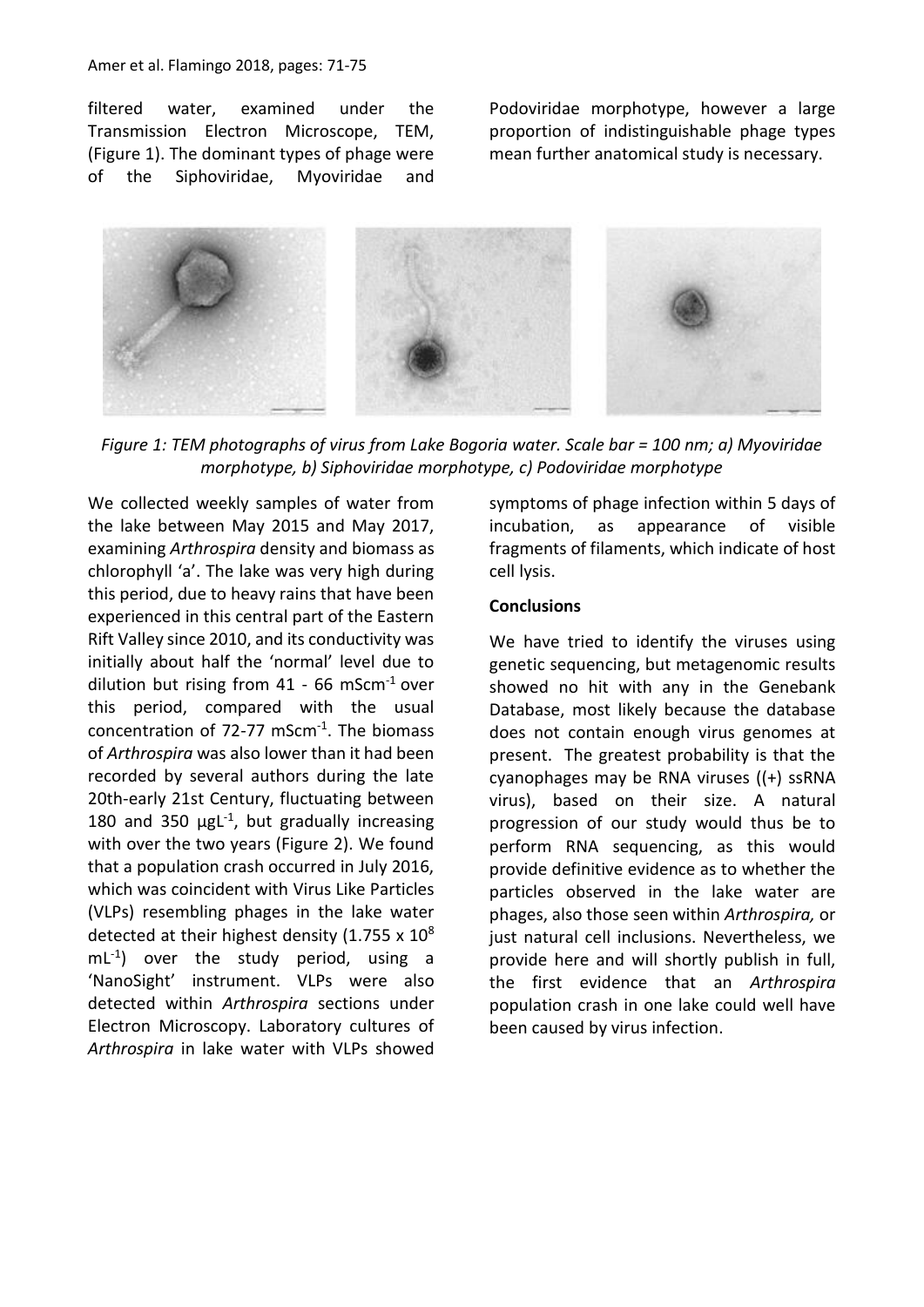filtered water, examined under the Transmission Electron Microscope, TEM, (Figure 1). The dominant types of phage were of the Siphoviridae, Myoviridae and Podoviridae morphotype, however a large proportion of indistinguishable phage types mean further anatomical study is necessary.

*Figure 1: TEM photographs of virus from Lake Bogoria water. Scale bar = 100 nm; a) Myoviridae morphotype, b) Siphoviridae morphotype, c) Podoviridae morphotype*

We collected weekly samples of water from the lake between May 2015 and May 2017, examining *Arthrospira* density and biomass as chlorophyll 'a'. The lake was very high during this period, due to heavy rains that have been experienced in this central part of the Eastern Rift Valley since 2010, and its conductivity was initially about half the 'normal' level due to dilution but rising from 41 - 66 $mScm^{-1}$ over this period, compared with the usual concentration of 72-77 $mScm^{-1}$. The biomass of *Arthrospira* was also lower than it had been recorded by several authors during the late 20th-early 21st Century, fluctuating between 180 and 350 $\mu gL^{-1}$, but gradually increasing with over the two years (Figure 2). We found that a population crash occurred in July 2016, which was coincident with Virus Like Particles (VLPs) resembling phages in the lake water detected at their highest density ($1.755 \times 10^8$ $mL^{-1}$) over the study period, using a 'NanoSight' instrument. VLPs were also detected within *Arthrospira* sections under Electron Microscopy. Laboratory cultures of *Arthrospira* in lake water with VLPs showed symptoms of phage infection within 5 days of incubation, as appearance of visible fragments of filaments, which indicate of host cell lysis.

**Conclusions**

We have tried to identify the viruses using genetic sequencing, but metagenomic results showed no hit with any in the Genebank Database, most likely because the database does not contain enough virus genomes at present. The greatest probability is that the cyanophages may be RNA viruses ((+) ssRNA virus), based on their size. A natural progression of our study would thus be to perform RNA sequencing, as this would provide definitive evidence as to whether the particles observed in the lake water are phages, also those seen within *Arthrospira,* or just natural cell inclusions. Nevertheless, we provide here and will shortly publish in full, the first evidence that an *Arthrospira* population crash in one lake could well have been caused by virus infection.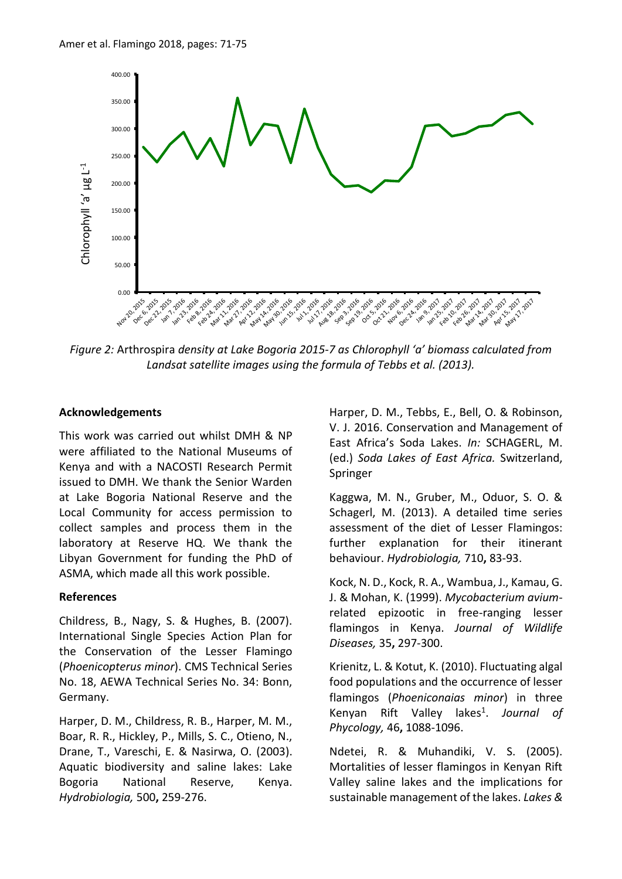*Figure 2:* Arthrospira *density at Lake Bogoria 2015-7 as Chlorophyll 'a' biomass calculated from Landsat satellite images using the formula of Tebbs et al. (2013).*

**Acknowledgements**

This work was carried out whilst DMH & NP were affiliated to the National Museums of Kenya and with a NACOSTI Research Permit issued to DMH. We thank the Senior Warden at Lake Bogoria National Reserve and the Local Community for access permission to collect samples and process them in the laboratory at Reserve HQ. We thank the Libyan Government for funding the PhD of ASMA, which made all this work possible.

**References**

Childress, B., Nagy, S. & Hughes, B. (2007). International Single Species Action Plan for the Conservation of the Lesser Flamingo (*Phoenicopterus minor*). CMS Technical Series No. 18, AEWA Technical Series No. 34: Bonn, Germany.

Harper, D. M., Childress, R. B., Harper, M. M., Boar, R. R., Hickley, P., Mills, S. C., Otieno, N., Drane, T., Vareschi, E. & Nasirwa, O. (2003). Aquatic biodiversity and saline lakes: Lake Bogoria National Reserve, Kenya. *Hydrobiologia,* 500**,** 259-276.

Harper, D. M., Tebbs, E., Bell, O. & Robinson, V. J. 2016. Conservation and Management of East Africa's Soda Lakes. *In:* SCHAGERL, M. (ed.) *Soda Lakes of East Africa.* Switzerland, Springer

Kaggwa, M. N., Gruber, M., Oduor, S. O. & Schagerl, M. (2013). A detailed time series assessment of the diet of Lesser Flamingos: further explanation for their itinerant behaviour. *Hydrobiologia,* 710**,** 83-93.

Kock, N. D., Kock, R. A., Wambua, J., Kamau, G. J. & Mohan, K. (1999). *Mycobacterium avium*-related epizootic in free-ranging lesser flamingos in Kenya. *Journal of Wildlife Diseases,* 35**,** 297-300.

Krienitz, L. & Kotut, K. (2010). Fluctuating algal food populations and the occurrence of lesser flamingos (*Phoeniconaias minor*) in three Kenyan Rift Valley lakes[1]. *Journal of Phycology,* 46**,** 1088-1096.

Ndetei, R. & Muhandiki, V. S. (2005). Mortalities of lesser flamingos in Kenyan Rift Valley saline lakes and the implications for sustainable management of the lakes. *Lakes &*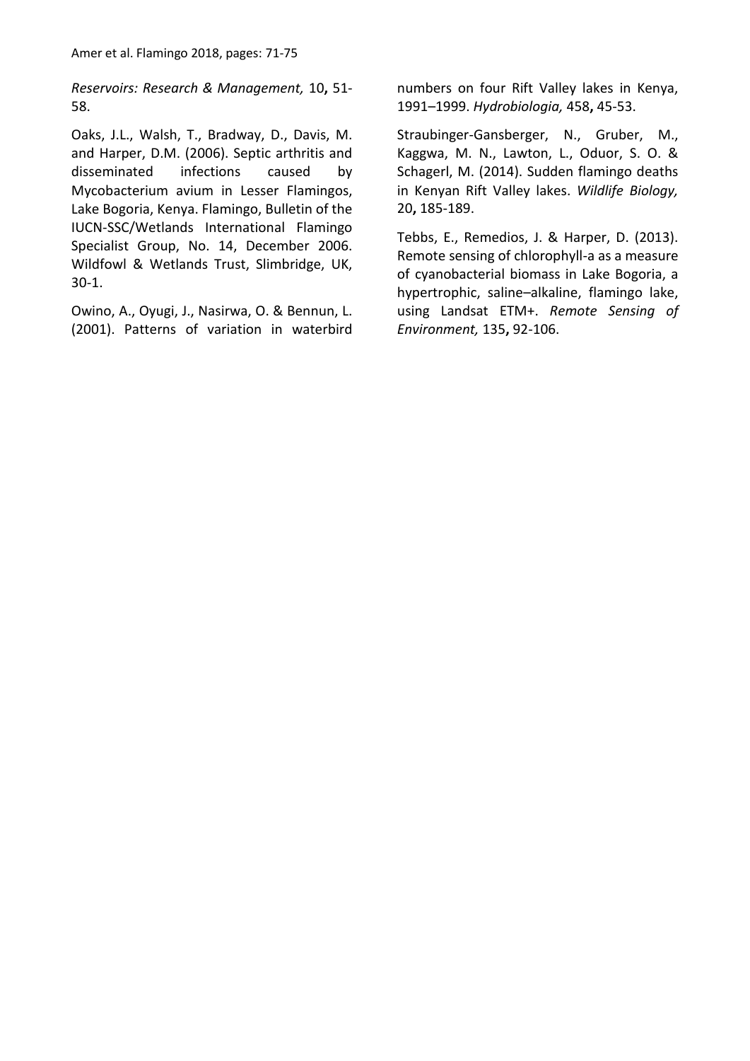*Reservoirs: Research & Management,* 10**,** 51-58.

Oaks, J.L., Walsh, T., Bradway, D., Davis, M. and Harper, D.M. (2006). Septic arthritis and disseminated infections caused by Mycobacterium avium in Lesser Flamingos, Lake Bogoria, Kenya. Flamingo, Bulletin of the IUCN-SSC/Wetlands International Flamingo Specialist Group, No. 14, December 2006. Wildfowl & Wetlands Trust, Slimbridge, UK, 30-1.

Owino, A., Oyugi, J., Nasirwa, O. & Bennun, L. (2001). Patterns of variation in waterbird numbers on four Rift Valley lakes in Kenya, 1991–1999. *Hydrobiologia,* 458**,** 45-53.

Straubinger-Gansberger, N., Gruber, M., Kaggwa, M. N., Lawton, L., Oduor, S. O. & Schagerl, M. (2014). Sudden flamingo deaths in Kenyan Rift Valley lakes. *Wildlife Biology,* 20**,** 185-189.

Tebbs, E., Remedios, J. & Harper, D. (2013). Remote sensing of chlorophyll-a as a measure of cyanobacterial biomass in Lake Bogoria, a hypertrophic, saline–alkaline, flamingo lake, using Landsat ETM+. *Remote Sensing of Environment,* 135**,** 92-106.